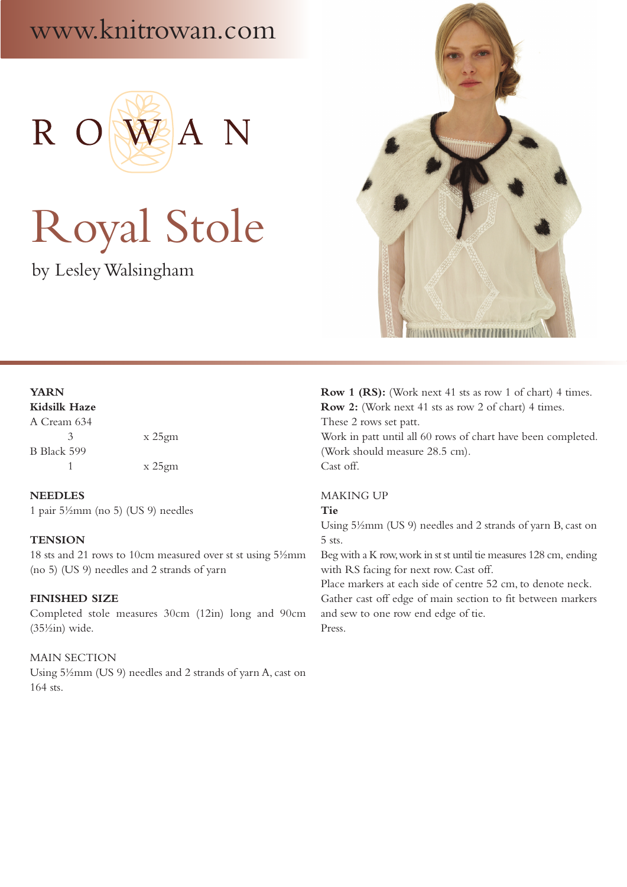www.knitrowan.com

ROWAN

# Royal Stole

by Lesley Walsingham

**YARN**

**Kidsilk Haze**

A Cream 634
3 x 25gm

B Black 599
1 x 25gm

**NEEDLES**

1 pair 5½mm (no 5) (US 9) needles

**TENSION**

18 sts and 21 rows to 10cm measured over st st using 5½mm (no 5) (US 9) needles and 2 strands of yarn

**FINISHED SIZE**

Completed stole measures 30cm (12in) long and 90cm (35½in) wide.

MAIN SECTION

Using 5½mm (US 9) needles and 2 strands of yarn A, cast on 164 sts.

**Row 1 (RS):** (Work next 41 sts as row 1 of chart) 4 times.

**Row 2:** (Work next 41 sts as row 2 of chart) 4 times.

These 2 rows set patt.

Work in patt until all 60 rows of chart have been completed.

(Work should measure 28.5 cm).

Cast off.

MAKING UP

**Tie**

Using 5½mm (US 9) needles and 2 strands of yarn B, cast on 5 sts.

Beg with a K row, work in st st until tie measures 128 cm, ending with RS facing for next row. Cast off.

Place markers at each side of centre 52 cm, to denote neck.

Gather cast off edge of main section to fit between markers and sew to one row end edge of tie.

Press.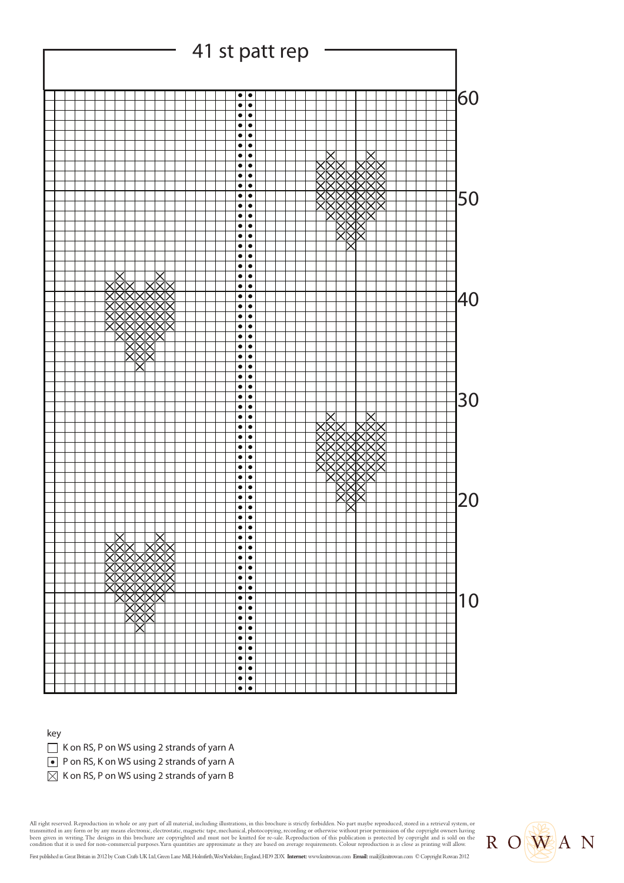41 st patt rep

60

50

40

30

20

10

key

K on RS, P on WS using 2 strands of yarn A

P on RS, K on WS using 2 strands of yarn A

K on RS, P on WS using 2 strands of yarn B

All right reserved. Reproduction in whole or any part of all material, including illustrations, in this brochure is strictly forbidden. No part maybe reproduced, stored in a retrieval system, or transmitted in any form or by any means electronic, electrostatic, magnetic tape, mechanical, photocopying, recording or otherwise without prior permission of the copyright owners having been given in writing. The designs in this brochure are copyrighted and must not be knitted for re-sale. Reproduction of this publication is protected by copyright and is sold on the condition that it is used for non-commercial purposes. Yarn quantities are approximate as they are based on average requirements. Colour reproduction is as close as printing will allow.

First published in Great Britain in 2012 by Coats Crafts UK Ltd, Green Lane Mill, Holmfirth, West Yorkshire, England, HD9 2DX **Internet:** www.knitrowan.com **Email:** mail@knitrowan.com © Copyright Rowan 2012

ROWAN